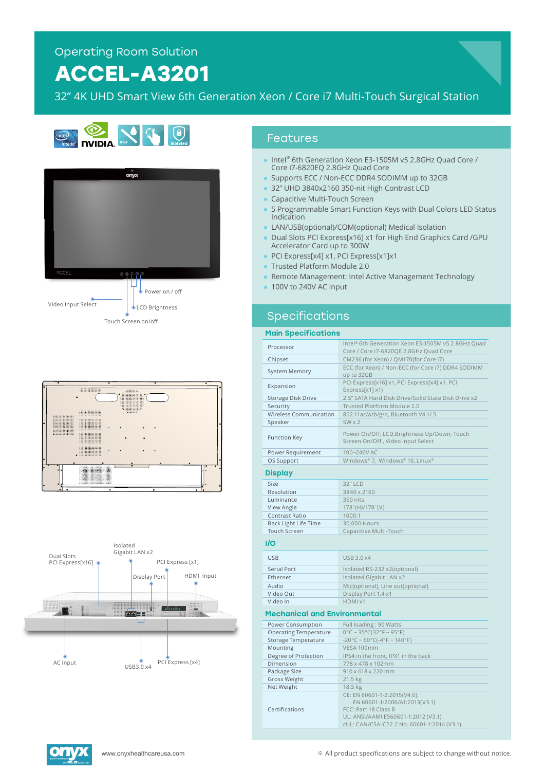Operating Room Solution

# ACCEL-A3201

32" 4K UHD Smart View 6th Generation Xeon / Core i7 Multi-Touch Surgical Station

Video Input Select

Power on / off

LCD Brightness

Touch Screen on/off

Dual Slots PCI Express[x16]

Isolated Gigabit LAN x2

PCI Express [x1]

Display Port

HDMI Input

AC Input

USB3.0 x4

PCI Express [x4]

## Features

- Intel® 6th Generation Xeon E3-1505M v5 2.8GHz Quad Core / Core i7-6820EQ 2.8GHz Quad Core
- Supports ECC / Non-ECC DDR4 SODIMM up to 32GB
- 32" UHD 3840x2160 350-nit High Contrast LCD
- Capacitive Multi-Touch Screen
- 5 Programmable Smart Function Keys with Dual Colors LED Status Indication
- LAN/USB(optional)/COM(optional) Medical Isolation
- Dual Slots PCI Express[x16] x1 for High End Graphics Card /GPU Accelerator Card up to 300W
- PCI Express[x4] x1, PCI Express[x1]x1
- Trusted Platform Module 2.0
- Remote Management: Intel Active Management Technology
- 100V to 240V AC Input

## Specifications

### Main Specifications

| | |
|---|---|
| Processor | Intel® 6th Generation Xeon E3-1505M v5 2.8GHz Quad Core / Core i7-6820QE 2.8GHz Quad Core |
| Chipset | CM236 (for Xeon) / QM170(for Core i7) |
| System Memory | ECC (for Xeon) / Non-ECC (for Core i7) DDR4 SODIMM up to 32GB |
| Expansion | PCI Express[x16] x1, PCI Express[x4] x1, PCI Express[x1] x1) |
| Storage Disk Drive | 2.5" SATA Hard Disk Drive/Solid State Disk Drive x2 |
| Security | Trusted Platform Module 2.0 |
| Wireless Communication | 802.11ac/a/b/g/n, Bluetooth V4.1/ 5 |
| Speaker | 5W x 2 |
| Function Key | Power On/Off, LCD,Brightness Up/Down, Touch Screen On/Off , Video Input Select |
| Power Requirement | 100~240V AC |
| OS Support | Windows® 7, Windows® 10, Linux® |

### Display

| | |
|---|---|
| Size | 32" LCD |
| Resolution | 3840 x 2160 |
| Luminance | 350 nits |
| View Angle | 178°(H)/178°(V) |
| Contrast Ratio | 1000:1 |
| Back Light Life Time | 30,000 Hours |
| Touch Screen | Capacitive Multi-Touch |

### I/O

| | |
|---|---|
| USB | USB 3.0 x4 |
| Serial Port | Isolated RS-232 x2(optional) |
| Ethernet | Isolated Gigabit LAN x2 |
| Audio | Mic(optional), Line out(optional) |
| Video Out | Display Port 1.4 x1 |
| Video In | HDMI x1 |

### Mechanical and Environmental

| | |
|---|---|
| Power Consumption | Full loading : 90 Watts |
| Operating Temperature | 0°C ~ 35°C(32°F ~ 95°F) |
| Storage Temperature | -20°C ~ 60°C(-4°F ~ 140°F) |
| Mounting | VESA 100mm |
| Degree of Protection | IP54 in the front, IPX1 in the back |
| Dimension | 778 x 478 x 102mm |
| Package Size | 910 x 618 x 220 mm |
| Gross Weight | 21.5 kg |
| Net Weight | 18.5 kg |
| Certifications | CE: EN 60601-1-2:2015(V4.0), EN 60601-1:2006/A1:2013(V3.1)<br>FCC: Part 18 Class B<br>UL: ANSI/AAMI ES60601-1:2012 (V3.1)<br>cUL: CAN/CSA-C22.2 No. 60601-1:2014 (V3.1) |

www.onyxhealthcareusa.com

※ All product specifications are subject to change without notice.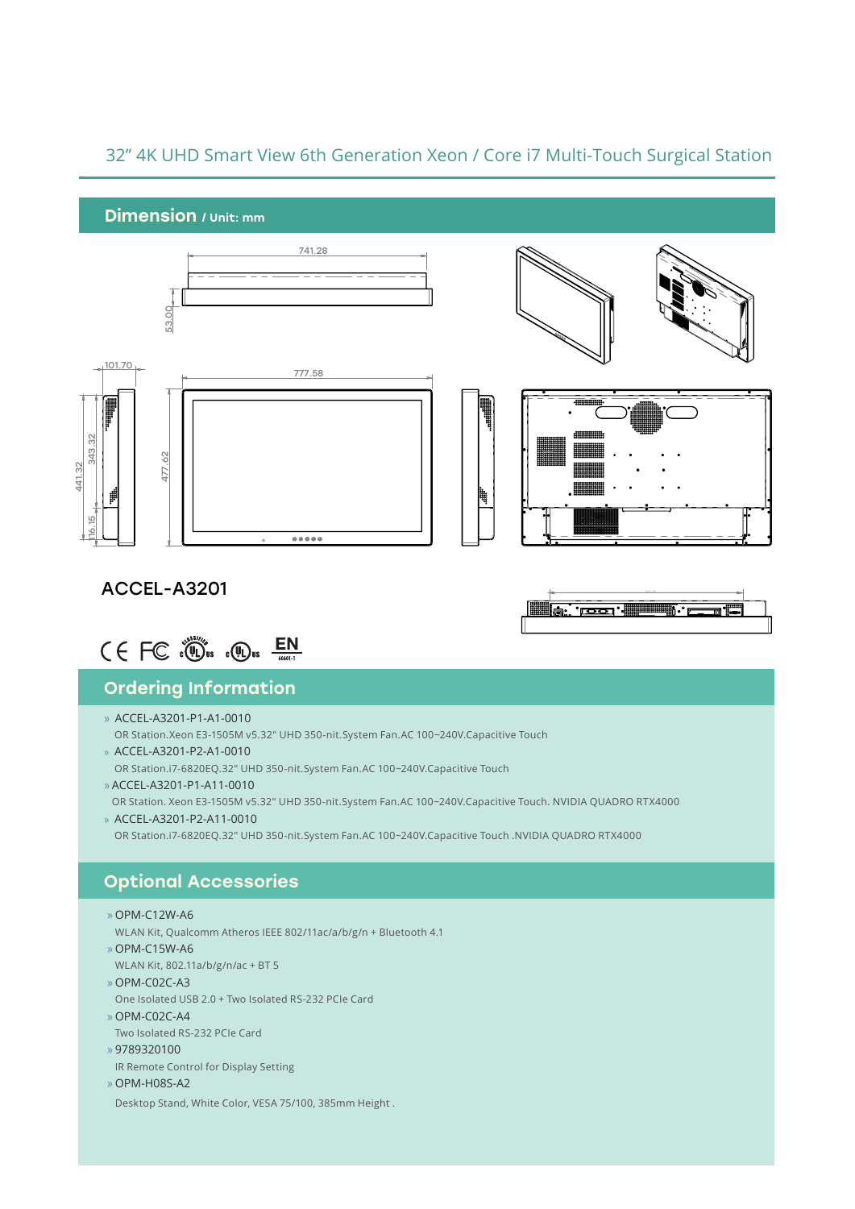32" 4K UHD Smart View 6th Generation Xeon / Core i7 Multi-Touch Surgical Station

## Dimension / Unit: mm

741.28

53.00

101.70

777.58

441.32

343.32

16.15

477.62

ACCEL-A3201

## Ordering Information

- ACCEL-A3201-P1-A1-0010
  OR Station.Xeon E3-1505M v5.32" UHD 350-nit.System Fan.AC 100~240V.Capacitive Touch
- ACCEL-A3201-P2-A1-0010
  OR Station.i7-6820EQ.32" UHD 350-nit.System Fan.AC 100~240V.Capacitive Touch
- ACCEL-A3201-P1-A11-0010
  OR Station. Xeon E3-1505M v5.32" UHD 350-nit.System Fan.AC 100~240V.Capacitive Touch. NVIDIA QUADRO RTX4000
- ACCEL-A3201-P2-A11-0010
  OR Station.i7-6820EQ.32" UHD 350-nit.System Fan.AC 100~240V.Capacitive Touch .NVIDIA QUADRO RTX4000

## Optional Accessories

- OPM-C12W-A6
  WLAN Kit, Qualcomm Atheros IEEE 802/11ac/a/b/g/n + Bluetooth 4.1
- OPM-C15W-A6
  WLAN Kit, 802.11a/b/g/n/ac + BT 5
- OPM-C02C-A3
  One Isolated USB 2.0 + Two Isolated RS-232 PCIe Card
- OPM-C02C-A4
  Two Isolated RS-232 PCIe Card
- 9789320100
  IR Remote Control for Display Setting
- OPM-H08S-A2
  Desktop Stand, White Color, VESA 75/100, 385mm Height .